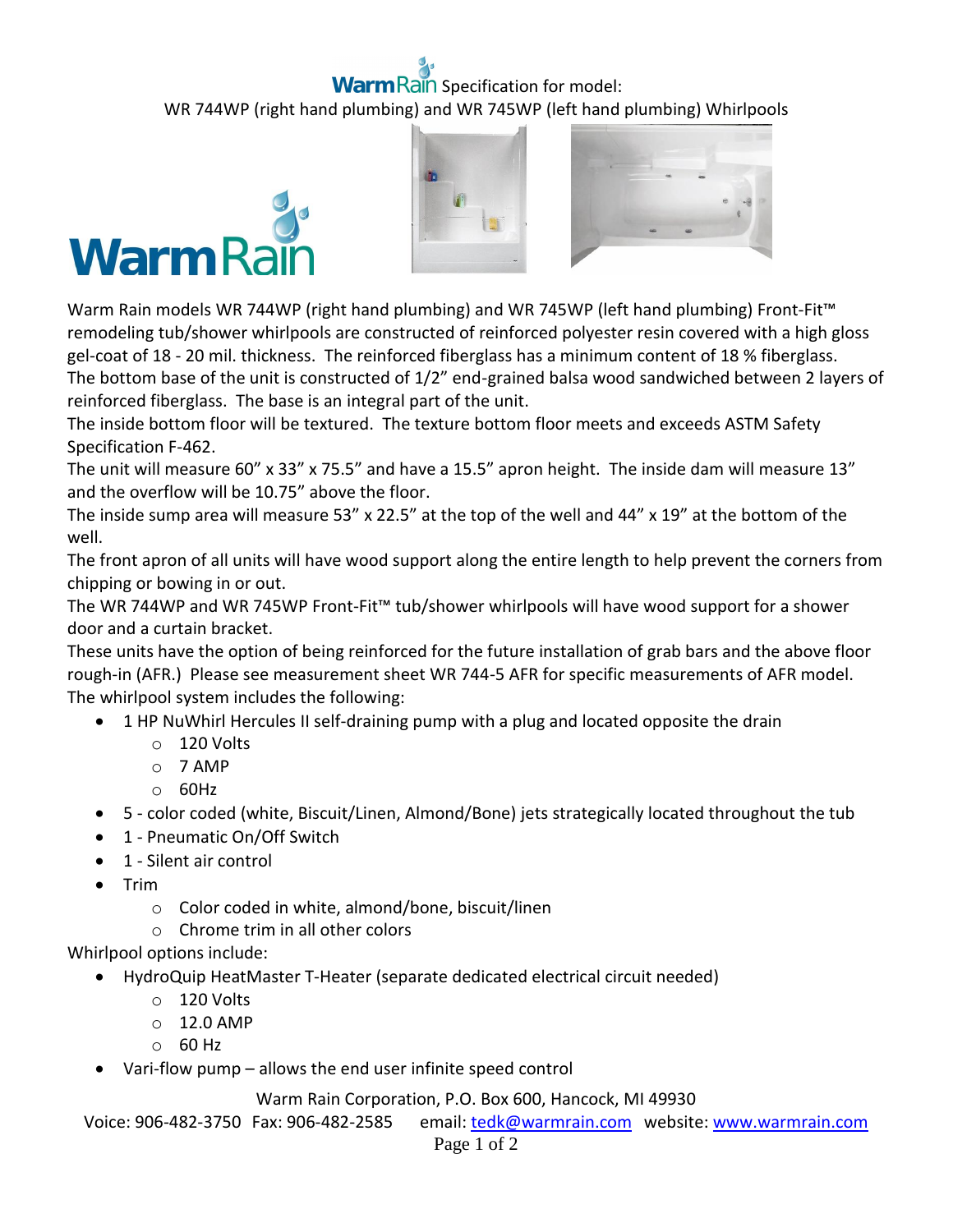# WarmRain Specification for model:

## WR 744WP (right hand plumbing) and WR 745WP (left hand plumbing) Whirlpools

Warm Rain models WR 744WP (right hand plumbing) and WR 745WP (left hand plumbing) Front-Fit™ remodeling tub/shower whirlpools are constructed of reinforced polyester resin covered with a high gloss gel-coat of 18 - 20 mil. thickness. The reinforced fiberglass has a minimum content of 18 % fiberglass. The bottom base of the unit is constructed of 1/2" end-grained balsa wood sandwiched between 2 layers of reinforced fiberglass. The base is an integral part of the unit.

The inside bottom floor will be textured. The texture bottom floor meets and exceeds ASTM Safety Specification F-462.

The unit will measure 60" x 33" x 75.5" and have a 15.5" apron height. The inside dam will measure 13" and the overflow will be 10.75" above the floor.

The inside sump area will measure 53" x 22.5" at the top of the well and 44" x 19" at the bottom of the well.

The front apron of all units will have wood support along the entire length to help prevent the corners from chipping or bowing in or out.

The WR 744WP and WR 745WP Front-Fit™ tub/shower whirlpools will have wood support for a shower door and a curtain bracket.

These units have the option of being reinforced for the future installation of grab bars and the above floor rough-in (AFR.) Please see measurement sheet WR 744-5 AFR for specific measurements of AFR model.

The whirlpool system includes the following:

- 1 HP NuWhirl Hercules II self-draining pump with a plug and located opposite the drain
  - 120 Volts
  - 7 AMP
  - 60Hz
- 5 - color coded (white, Biscuit/Linen, Almond/Bone) jets strategically located throughout the tub
- 1 - Pneumatic On/Off Switch
- 1 - Silent air control
- Trim
  - Color coded in white, almond/bone, biscuit/linen
  - Chrome trim in all other colors

Whirlpool options include:

- HydroQuip HeatMaster T-Heater (separate dedicated electrical circuit needed)
  - 120 Volts
  - 12.0 AMP
  - 60 Hz
- Vari-flow pump – allows the end user infinite speed control

Warm Rain Corporation, P.O. Box 600, Hancock, MI 49930

Voice: 906-482-3750 Fax: 906-482-2585 email: tedk@warmrain.com website: www.warmrain.com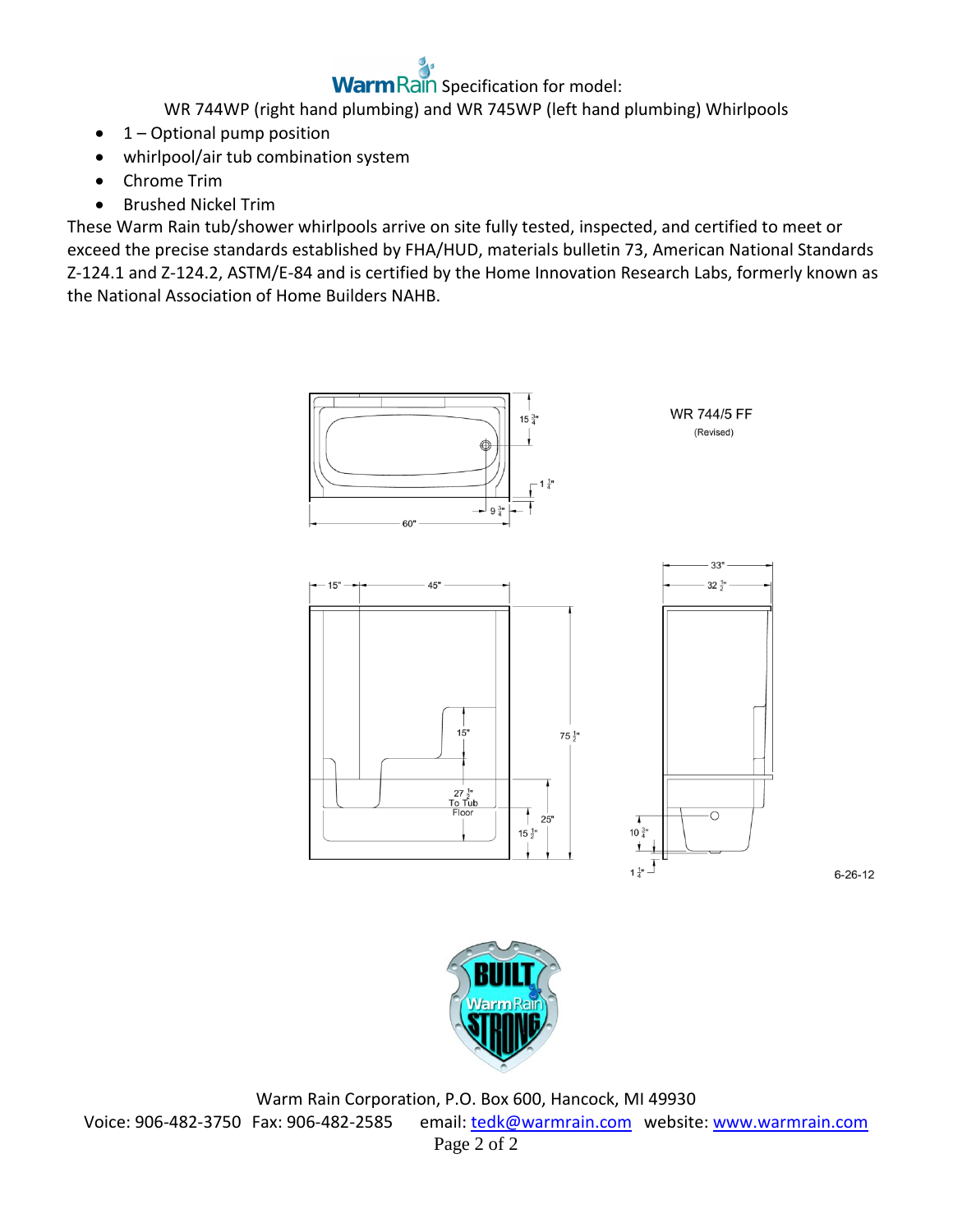# WarmRain Specification for model:

WR 744WP (right hand plumbing) and WR 745WP (left hand plumbing) Whirlpools

- 1 – Optional pump position
- whirlpool/air tub combination system
- Chrome Trim
- Brushed Nickel Trim

These Warm Rain tub/shower whirlpools arrive on site fully tested, inspected, and certified to meet or exceed the precise standards established by FHA/HUD, materials bulletin 73, American National Standards Z-124.1 and Z-124.2, ASTM/E-84 and is certified by the Home Innovation Research Labs, formerly known as the National Association of Home Builders NAHB.

WR 744/5 FF
(Revised)

15 3/4"
1 1/4"
9 3/4"
60"

15"
45"
15"
27 1/2" To Tub Floor
75 1/2"
25"
15 1/2"

33"
32 1/2"
10 3/4"
1 1/4"

6-26-12

Warm Rain Corporation, P.O. Box 600, Hancock, MI 49930

Voice: 906-482-3750 Fax: 906-482-2585 email: tedk@warmrain.com website: www.warmrain.com